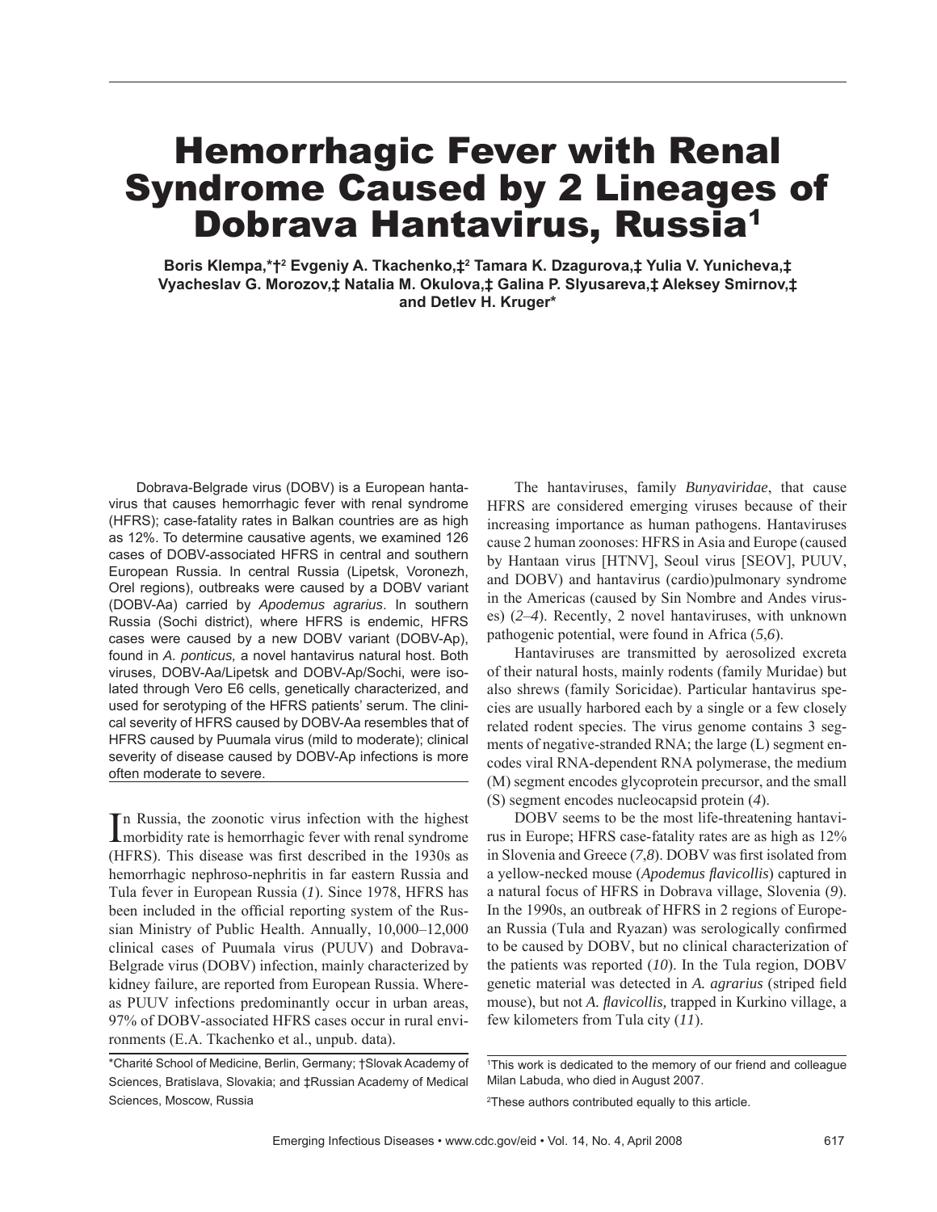# Hemorrhagic Fever with Renal Syndrome Caused by 2 Lineages of Dobrava Hantavirus, Russia[1]

**Boris Klempa,\*†[2] Evgeniy A. Tkachenko,‡[2] Tamara K. Dzagurova,‡ Yulia V. Yunicheva,‡ Vyacheslav G. Morozov,‡ Natalia M. Okulova,‡ Galina P. Slyusareva,‡ Aleksey Smirnov,‡ and Detlev H. Kruger\***

Dobrava-Belgrade virus (DOBV) is a European hantavirus that causes hemorrhagic fever with renal syndrome (HFRS); case-fatality rates in Balkan countries are as high as 12%. To determine causative agents, we examined 126 cases of DOBV-associated HFRS in central and southern European Russia. In central Russia (Lipetsk, Voronezh, Orel regions), outbreaks were caused by a DOBV variant (DOBV-Aa) carried by *Apodemus agrarius*. In southern Russia (Sochi district), where HFRS is endemic, HFRS cases were caused by a new DOBV variant (DOBV-Ap), found in *A. ponticus,* a novel hantavirus natural host. Both viruses, DOBV-Aa/Lipetsk and DOBV-Ap/Sochi, were isolated through Vero E6 cells, genetically characterized, and used for serotyping of the HFRS patients' serum. The clinical severity of HFRS caused by DOBV-Aa resembles that of HFRS caused by Puumala virus (mild to moderate); clinical severity of disease caused by DOBV-Ap infections is more often moderate to severe.

In Russia, the zoonotic virus infection with the highest morbidity rate is hemorrhagic fever with renal syndrome (HFRS). This disease was first described in the 1930s as hemorrhagic nephroso-nephritis in far eastern Russia and Tula fever in European Russia (*1*). Since 1978, HFRS has been included in the official reporting system of the Russian Ministry of Public Health. Annually, 10,000–12,000 clinical cases of Puumala virus (PUUV) and Dobrava-Belgrade virus (DOBV) infection, mainly characterized by kidney failure, are reported from European Russia. Whereas PUUV infections predominantly occur in urban areas, 97% of DOBV-associated HFRS cases occur in rural environments (E.A. Tkachenko et al., unpub. data).

The hantaviruses, family *Bunyaviridae*, that cause HFRS are considered emerging viruses because of their increasing importance as human pathogens. Hantaviruses cause 2 human zoonoses: HFRS in Asia and Europe (caused by Hantaan virus [HTNV], Seoul virus [SEOV], PUUV, and DOBV) and hantavirus (cardio)pulmonary syndrome in the Americas (caused by Sin Nombre and Andes viruses) (*2*–*4*). Recently, 2 novel hantaviruses, with unknown pathogenic potential, were found in Africa (*5*,*6*).

Hantaviruses are transmitted by aerosolized excreta of their natural hosts, mainly rodents (family Muridae) but also shrews (family Soricidae). Particular hantavirus species are usually harbored each by a single or a few closely related rodent species. The virus genome contains 3 segments of negative-stranded RNA; the large (L) segment encodes viral RNA-dependent RNA polymerase, the medium (M) segment encodes glycoprotein precursor, and the small (S) segment encodes nucleocapsid protein (*4*).

DOBV seems to be the most life-threatening hantavirus in Europe; HFRS case-fatality rates are as high as 12% in Slovenia and Greece (*7*,*8*). DOBV was first isolated from a yellow-necked mouse (*Apodemus flavicollis*) captured in a natural focus of HFRS in Dobrava village, Slovenia (*9*). In the 1990s, an outbreak of HFRS in 2 regions of European Russia (Tula and Ryazan) was serologically confirmed to be caused by DOBV, but no clinical characterization of the patients was reported (*10*). In the Tula region, DOBV genetic material was detected in *A. agrarius* (striped field mouse), but not *A. flavicollis,* trapped in Kurkino village, a few kilometers from Tula city (*11*).

\*Charité School of Medicine, Berlin, Germany; †Slovak Academy of Sciences, Bratislava, Slovakia; and ‡Russian Academy of Medical Sciences, Moscow, Russia

[1]This work is dedicated to the memory of our friend and colleague Milan Labuda, who died in August 2007.

[2]These authors contributed equally to this article.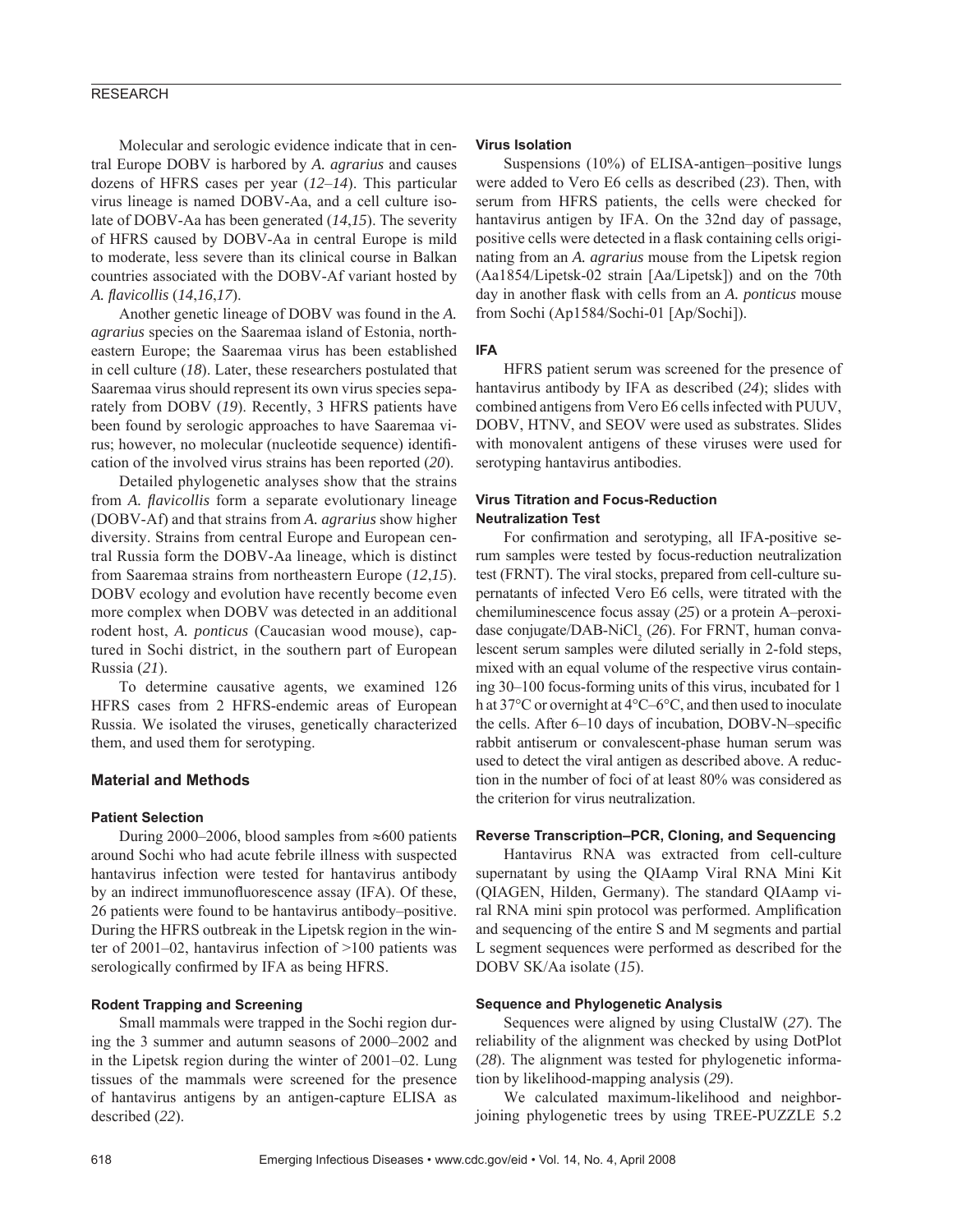Molecular and serologic evidence indicate that in central Europe DOBV is harbored by *A. agrarius* and causes dozens of HFRS cases per year (*12*–*14*). This particular virus lineage is named DOBV-Aa, and a cell culture isolate of DOBV-Aa has been generated (*14*,*15*). The severity of HFRS caused by DOBV-Aa in central Europe is mild to moderate, less severe than its clinical course in Balkan countries associated with the DOBV-Af variant hosted by *A. flavicollis* (*14*,*16*,*17*).

Another genetic lineage of DOBV was found in the *A. agrarius* species on the Saaremaa island of Estonia, northeastern Europe; the Saaremaa virus has been established in cell culture (*18*). Later, these researchers postulated that Saaremaa virus should represent its own virus species separately from DOBV (*19*). Recently, 3 HFRS patients have been found by serologic approaches to have Saaremaa virus; however, no molecular (nucleotide sequence) identification of the involved virus strains has been reported (*20*).

Detailed phylogenetic analyses show that the strains from *A. flavicollis* form a separate evolutionary lineage (DOBV-Af) and that strains from *A. agrarius* show higher diversity. Strains from central Europe and European central Russia form the DOBV-Aa lineage, which is distinct from Saaremaa strains from northeastern Europe (*12*,*15*). DOBV ecology and evolution have recently become even more complex when DOBV was detected in an additional rodent host, *A. ponticus* (Caucasian wood mouse), captured in Sochi district, in the southern part of European Russia (*21*).

To determine causative agents, we examined 126 HFRS cases from 2 HFRS-endemic areas of European Russia. We isolated the viruses, genetically characterized them, and used them for serotyping.

## Material and Methods

### Patient Selection

During 2000–2006, blood samples from ≈600 patients around Sochi who had acute febrile illness with suspected hantavirus infection were tested for hantavirus antibody by an indirect immunofluorescence assay (IFA). Of these, 26 patients were found to be hantavirus antibody–positive. During the HFRS outbreak in the Lipetsk region in the winter of 2001–02, hantavirus infection of >100 patients was serologically confirmed by IFA as being HFRS.

### Rodent Trapping and Screening

Small mammals were trapped in the Sochi region during the 3 summer and autumn seasons of 2000–2002 and in the Lipetsk region during the winter of 2001–02. Lung tissues of the mammals were screened for the presence of hantavirus antigens by an antigen-capture ELISA as described (*22*).

### Virus Isolation

Suspensions (10%) of ELISA-antigen–positive lungs were added to Vero E6 cells as described (*23*). Then, with serum from HFRS patients, the cells were checked for hantavirus antigen by IFA. On the 32nd day of passage, positive cells were detected in a flask containing cells originating from an *A. agrarius* mouse from the Lipetsk region (Aa1854/Lipetsk-02 strain [Aa/Lipetsk]) and on the 70th day in another flask with cells from an *A. ponticus* mouse from Sochi (Ap1584/Sochi-01 [Ap/Sochi]).

### IFA

HFRS patient serum was screened for the presence of hantavirus antibody by IFA as described (*24*); slides with combined antigens from Vero E6 cells infected with PUUV, DOBV, HTNV, and SEOV were used as substrates. Slides with monovalent antigens of these viruses were used for serotyping hantavirus antibodies.

### Virus Titration and Focus-Reduction Neutralization Test

For confirmation and serotyping, all IFA-positive serum samples were tested by focus-reduction neutralization test (FRNT). The viral stocks, prepared from cell-culture supernatants of infected Vero E6 cells, were titrated with the chemiluminescence focus assay (*25*) or a protein A–peroxidase conjugate/DAB-$NiCl_2$ (*26*). For FRNT, human convalescent serum samples were diluted serially in 2-fold steps, mixed with an equal volume of the respective virus containing 30–100 focus-forming units of this virus, incubated for 1 h at 37°C or overnight at 4°C–6°C, and then used to inoculate the cells. After 6–10 days of incubation, DOBV-N–specific rabbit antiserum or convalescent-phase human serum was used to detect the viral antigen as described above. A reduction in the number of foci of at least 80% was considered as the criterion for virus neutralization.

### Reverse Transcription–PCR, Cloning, and Sequencing

Hantavirus RNA was extracted from cell-culture supernatant by using the QIAamp Viral RNA Mini Kit (QIAGEN, Hilden, Germany). The standard QIAamp viral RNA mini spin protocol was performed. Amplification and sequencing of the entire S and M segments and partial L segment sequences were performed as described for the DOBV SK/Aa isolate (*15*).

### Sequence and Phylogenetic Analysis

Sequences were aligned by using ClustalW (*27*). The reliability of the alignment was checked by using DotPlot (*28*). The alignment was tested for phylogenetic information by likelihood-mapping analysis (*29*).

We calculated maximum-likelihood and neighbor-joining phylogenetic trees by using TREE-PUZZLE 5.2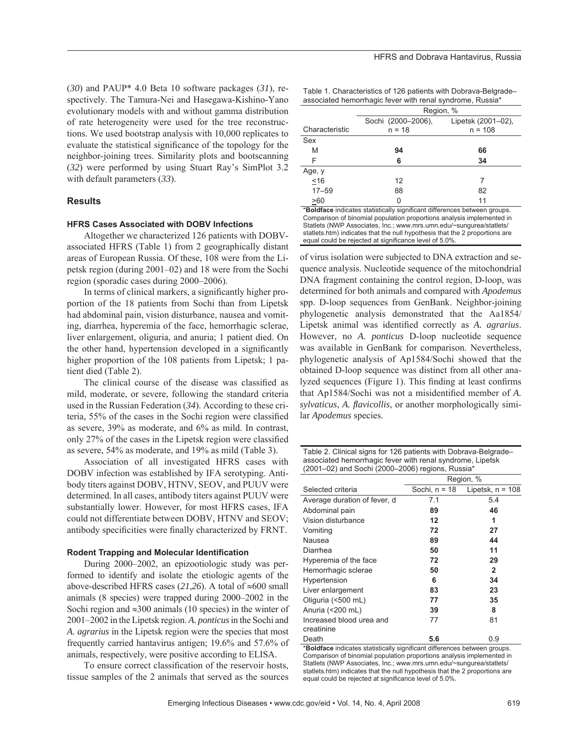(*30*) and PAUP* 4.0 Beta 10 software packages (*31*), respectively. The Tamura-Nei and Hasegawa-Kishino-Yano evolutionary models with and without gamma distribution of rate heterogeneity were used for the tree reconstructions. We used bootstrap analysis with 10,000 replicates to evaluate the statistical significance of the topology for the neighbor-joining trees. Similarity plots and bootscanning (*32*) were performed by using Stuart Ray's SimPlot 3.2 with default parameters (*33*).

## Results

### HFRS Cases Associated with DOBV Infections

Altogether we characterized 126 patients with DOBV-associated HFRS (Table 1) from 2 geographically distant areas of European Russia. Of these, 108 were from the Lipetsk region (during 2001–02) and 18 were from the Sochi region (sporadic cases during 2000–2006).

In terms of clinical markers, a significantly higher proportion of the 18 patients from Sochi than from Lipetsk had abdominal pain, vision disturbance, nausea and vomiting, diarrhea, hyperemia of the face, hemorrhagic sclerae, liver enlargement, oliguria, and anuria; 1 patient died. On the other hand, hypertension developed in a significantly higher proportion of the 108 patients from Lipetsk; 1 patient died (Table 2).

The clinical course of the disease was classified as mild, moderate, or severe, following the standard criteria used in the Russian Federation (*34*). According to these criteria, 55% of the cases in the Sochi region were classified as severe, 39% as moderate, and 6% as mild. In contrast, only 27% of the cases in the Lipetsk region were classified as severe, 54% as moderate, and 19% as mild (Table 3).

Association of all investigated HFRS cases with DOBV infection was established by IFA serotyping. Antibody titers against DOBV, HTNV, SEOV, and PUUV were determined. In all cases, antibody titers against PUUV were substantially lower. However, for most HFRS cases, IFA could not differentiate between DOBV, HTNV and SEOV; antibody specificities were finally characterized by FRNT.

### Rodent Trapping and Molecular Identification

During 2000–2002, an epizootiologic study was performed to identify and isolate the etiologic agents of the above-described HFRS cases (*21*,*26*). A total of ≈600 small animals (8 species) were trapped during 2000–2002 in the Sochi region and ≈300 animals (10 species) in the winter of 2001–2002 in the Lipetsk region. *A. ponticus* in the Sochi and *A. agrarius* in the Lipetsk region were the species that most frequently carried hantavirus antigen; 19.6% and 57.6% of animals, respectively, were positive according to ELISA.

To ensure correct classification of the reservoir hosts, tissue samples of the 2 animals that served as the sources of virus isolation were subjected to DNA extraction and sequence analysis. Nucleotide sequence of the mitochondrial DNA fragment containing the control region, D-loop, was determined for both animals and compared with *Apodemus* spp. D-loop sequences from GenBank. Neighbor-joining phylogenetic analysis demonstrated that the Aa1854/Lipetsk animal was identified correctly as *A. agrarius*. However, no *A. ponticus* D-loop nucleotide sequence was available in GenBank for comparison. Nevertheless, phylogenetic analysis of Ap1584/Sochi showed that the obtained D-loop sequence was distinct from all other analyzed sequences (Figure 1). This finding at least confirms that Ap1584/Sochi was not a misidentified member of *A. sylvaticus*, *A. flavicollis*, or another morphologically similar *Apodemus* species.

Table 1. Characteristics of 126 patients with Dobrava-Belgrade–associated hemorrhagic fever with renal syndrome, Russia*

| Characteristic | Region, % | |
|---|---|---|
| | Sochi (2000–2006), n = 18 | Lipetsk (2001–02), n = 108 |
| Sex | | |
| M | **94** | **66** |
| F | **6** | **34** |
| Age, y | | |
| ≤16 | 12 | 7 |
| 17–59 | 88 | 82 |
| ≥60 | 0 | 11 |

*__Boldface__ indicates statistically significant differences between groups. Comparison of binomial population proportions analysis implemented in Statlets (NWP Associates, Inc.; www.mrs.umn.edu/~sungurea/statlets/statlets.htm) indicates that the null hypothesis that the 2 proportions are equal could be rejected at significance level of 5.0%.

Table 2. Clinical signs for 126 patients with Dobrava-Belgrade–associated hemorrhagic fever with renal syndrome, Lipetsk (2001–02) and Sochi (2000–2006) regions, Russia*

| Selected criteria | Region, % | |
|---|---|---|
| | Sochi, n = 18 | Lipetsk, n = 108 |
| Average duration of fever, d | 7.1 | 5.4 |
| Abdominal pain | **89** | **46** |
| Vision disturbance | **12** | **1** |
| Vomiting | **72** | **27** |
| Nausea | **89** | **44** |
| Diarrhea | **50** | **11** |
| Hyperemia of the face | **72** | **29** |
| Hemorrhagic sclerae | **50** | **2** |
| Hypertension | **6** | **34** |
| Liver enlargement | **83** | **23** |
| Oliguria (<500 mL) | **77** | **35** |
| Anuria (<200 mL) | **39** | **8** |
| Increased blood urea and creatinine | 77 | 81 |
| Death | **5.6** | 0.9 |

*__Boldface__ indicates statistically significant differences between groups. Comparison of binomial population proportions analysis implemented in Statlets (NWP Associates, Inc.; www.mrs.umn.edu/~sungurea/statlets/statlets.htm) indicates that the null hypothesis that the 2 proportions are equal could be rejected at significance level of 5.0%.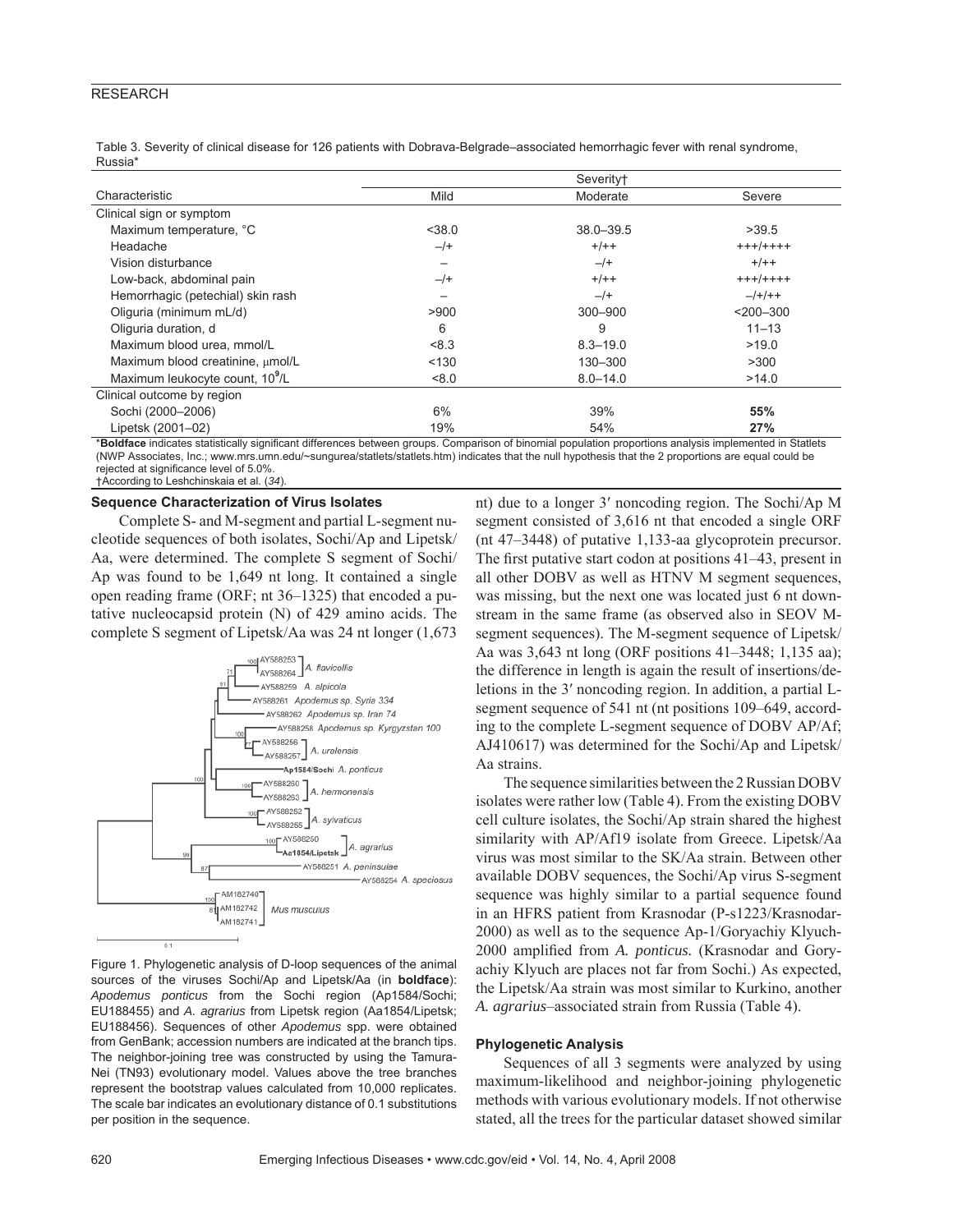Table 3. Severity of clinical disease for 126 patients with Dobrava-Belgrade–associated hemorrhagic fever with renal syndrome, Russia*

| Characteristic | Severity† | | |
|---|---|---|---|
| | Mild | Moderate | Severe |
| Clinical sign or symptom | | | |
| Maximum temperature, °C | <38.0 | 38.0–39.5 | >39.5 |
| Headache | –/+ | +/++ | +++/++++ |
| Vision disturbance | – | –/+ | +/++ |
| Low-back, abdominal pain | –/+ | +/++ | +++/++++ |
| Hemorrhagic (petechial) skin rash | – | –/+ | –/+/++ |
| Oliguria (minimum mL/d) | >900 | 300–900 | <200–300 |
| Oliguria duration, d | 6 | 9 | 11–13 |
| Maximum blood urea, mmol/L | <8.3 | 8.3–19.0 | >19.0 |
| Maximum blood creatinine, μmol/L | <130 | 130–300 | >300 |
| Maximum leukocyte count, $10^9$/L | <8.0 | 8.0–14.0 | >14.0 |
| Clinical outcome by region | | | |
| Sochi (2000–2006) | 6% | 39% | **55%** |
| Lipetsk (2001–02) | 19% | 54% | **27%** |

*__Boldface__ indicates statistically significant differences between groups. Comparison of binomial population proportions analysis implemented in Statlets (NWP Associates, Inc.; www.mrs.umn.edu/~sungurea/statlets/statlets.htm) indicates that the null hypothesis that the 2 proportions are equal could be rejected at significance level of 5.0%.
†According to Leshchinskaia et al. (*34*).

### Sequence Characterization of Virus Isolates

Complete S- and M-segment and partial L-segment nucleotide sequences of both isolates, Sochi/Ap and Lipetsk/Aa, were determined. The complete S segment of Sochi/Ap was found to be 1,649 nt long. It contained a single open reading frame (ORF; nt 36–1325) that encoded a putative nucleocapsid protein (N) of 429 amino acids. The complete S segment of Lipetsk/Aa was 24 nt longer (1,673 nt) due to a longer 3′ noncoding region. The Sochi/Ap M segment consisted of 3,616 nt that encoded a single ORF (nt 47–3448) of putative 1,133-aa glycoprotein precursor. The first putative start codon at positions 41–43, present in all other DOBV as well as HTNV M segment sequences, was missing, but the next one was located just 6 nt downstream in the same frame (as observed also in SEOV M-segment sequences). The M-segment sequence of Lipetsk/Aa was 3,643 nt long (ORF positions 41–3448; 1,135 aa); the difference in length is again the result of insertions/deletions in the 3′ noncoding region. In addition, a partial L-segment sequence of 541 nt (nt positions 109–649, according to the complete L-segment sequence of DOBV AP/Af; AJ410617) was determined for the Sochi/Ap and Lipetsk/Aa strains.

Figure 1. Phylogenetic analysis of D-loop sequences of the animal sources of the viruses Sochi/Ap and Lipetsk/Aa (in **boldface**): *Apodemus ponticus* from the Sochi region (Ap1584/Sochi; EU188455) and *A. agrarius* from Lipetsk region (Aa1854/Lipetsk; EU188456). Sequences of other *Apodemus* spp. were obtained from GenBank; accession numbers are indicated at the branch tips. The neighbor-joining tree was constructed by using the Tamura-Nei (TN93) evolutionary model. Values above the tree branches represent the bootstrap values calculated from 10,000 replicates. The scale bar indicates an evolutionary distance of 0.1 substitutions per position in the sequence.

The sequence similarities between the 2 Russian DOBV isolates were rather low (Table 4). From the existing DOBV cell culture isolates, the Sochi/Ap strain shared the highest similarity with AP/Af19 isolate from Greece. Lipetsk/Aa virus was most similar to the SK/Aa strain. Between other available DOBV sequences, the Sochi/Ap virus S-segment sequence was highly similar to a partial sequence found in an HFRS patient from Krasnodar (P-s1223/Krasnodar-2000) as well as to the sequence Ap-1/Goryachiy Klyuch-2000 amplified from *A. ponticus.* (Krasnodar and Goryachiy Klyuch are places not far from Sochi.) As expected, the Lipetsk/Aa strain was most similar to Kurkino, another *A. agrarius*–associated strain from Russia (Table 4).

### Phylogenetic Analysis

Sequences of all 3 segments were analyzed by using maximum-likelihood and neighbor-joining phylogenetic methods with various evolutionary models. If not otherwise stated, all the trees for the particular dataset showed similar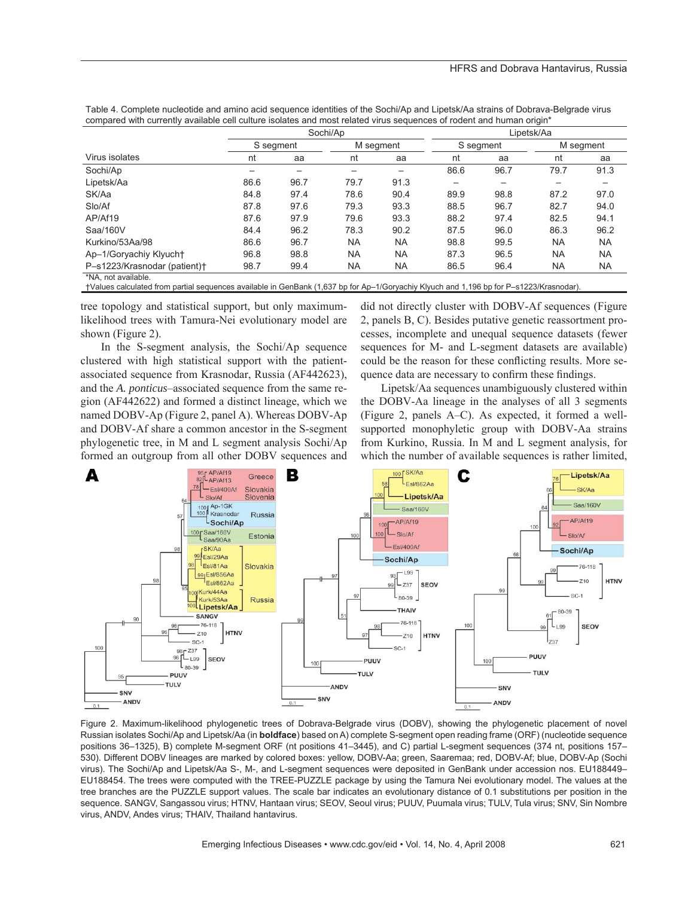Table 4. Complete nucleotide and amino acid sequence identities of the Sochi/Ap and Lipetsk/Aa strains of Dobrava-Belgrade virus compared with currently available cell culture isolates and most related virus sequences of rodent and human origin*

| | Sochi/Ap | | | | Lipetsk/Aa | | | |
|---|---|---|---|---|---|---|---|---|
| | S segment | | M segment | | S segment | | M segment | |
| Virus isolates | nt | aa | nt | aa | nt | aa | nt | aa |
| Sochi/Ap | – | – | – | – | 86.6 | 96.7 | 79.7 | 91.3 |
| Lipetsk/Aa | 86.6 | 96.7 | 79.7 | 91.3 | – | – | – | – |
| SK/Aa | 84.8 | 97.4 | 78.6 | 90.4 | 89.9 | 98.8 | 87.2 | 97.0 |
| Slo/Af | 87.8 | 97.6 | 79.3 | 93.3 | 88.5 | 96.7 | 82.7 | 94.0 |
| AP/Af19 | 87.6 | 97.9 | 79.6 | 93.3 | 88.2 | 97.4 | 82.5 | 94.1 |
| Saa/160V | 84.4 | 96.2 | 78.3 | 90.2 | 87.5 | 96.0 | 86.3 | 96.2 |
| Kurkino/53Aa/98 | 86.6 | 96.7 | NA | NA | 98.8 | 99.5 | NA | NA |
| Ap–1/Goryachiy Klyuch† | 96.8 | 98.8 | NA | NA | 87.3 | 96.5 | NA | NA |
| P–s1223/Krasnodar (patient)† | 98.7 | 99.4 | NA | NA | 86.5 | 96.4 | NA | NA |

*NA, not available.
†Values calculated from partial sequences available in GenBank (1,637 bp for Ap–1/Goryachiy Klyuch and 1,196 bp for P–s1223/Krasnodar).

tree topology and statistical support, but only maximum-likelihood trees with Tamura-Nei evolutionary model are shown (Figure 2).

In the S-segment analysis, the Sochi/Ap sequence clustered with high statistical support with the patient-associated sequence from Krasnodar, Russia (AF442623), and the *A. ponticus*–associated sequence from the same region (AF442622) and formed a distinct lineage, which we named DOBV-Ap (Figure 2, panel A). Whereas DOBV-Ap and DOBV-Af share a common ancestor in the S-segment phylogenetic tree, in M and L segment analysis Sochi/Ap formed an outgroup from all other DOBV sequences and did not directly cluster with DOBV-Af sequences (Figure 2, panels B, C). Besides putative genetic reassortment processes, incomplete and unequal sequence datasets (fewer sequences for M- and L-segment datasets are available) could be the reason for these conflicting results. More sequence data are necessary to confirm these findings.

Lipetsk/Aa sequences unambiguously clustered within the DOBV-Aa lineage in the analyses of all 3 segments (Figure 2, panels A–C). As expected, it formed a well-supported monophyletic group with DOBV-Aa strains from Kurkino, Russia. In M and L segment analysis, for which the number of available sequences is rather limited,

Figure 2. Maximum-likelihood phylogenetic trees of Dobrava-Belgrade virus (DOBV), showing the phylogenetic placement of novel Russian isolates Sochi/Ap and Lipetsk/Aa (in **boldface**) based on A) complete S-segment open reading frame (ORF) (nucleotide sequence positions 36–1325), B) complete M-segment ORF (nt positions 41–3445), and C) partial L-segment sequences (374 nt, positions 157–530). Different DOBV lineages are marked by colored boxes: yellow, DOBV-Aa; green, Saaremaa; red, DOBV-Af; blue, DOBV-Ap (Sochi virus). The Sochi/Ap and Lipetsk/Aa S-, M-, and L-segment sequences were deposited in GenBank under accession nos. EU188449–EU188454. The trees were computed with the TREE-PUZZLE package by using the Tamura Nei evolutionary model. The values at the tree branches are the PUZZLE support values. The scale bar indicates an evolutionary distance of 0.1 substitutions per position in the sequence. SANGV, Sangassou virus; HTNV, Hantaan virus; SEOV, Seoul virus; PUUV, Puumala virus; TULV, Tula virus; SNV, Sin Nombre virus, ANDV, Andes virus; THAIV, Thailand hantavirus.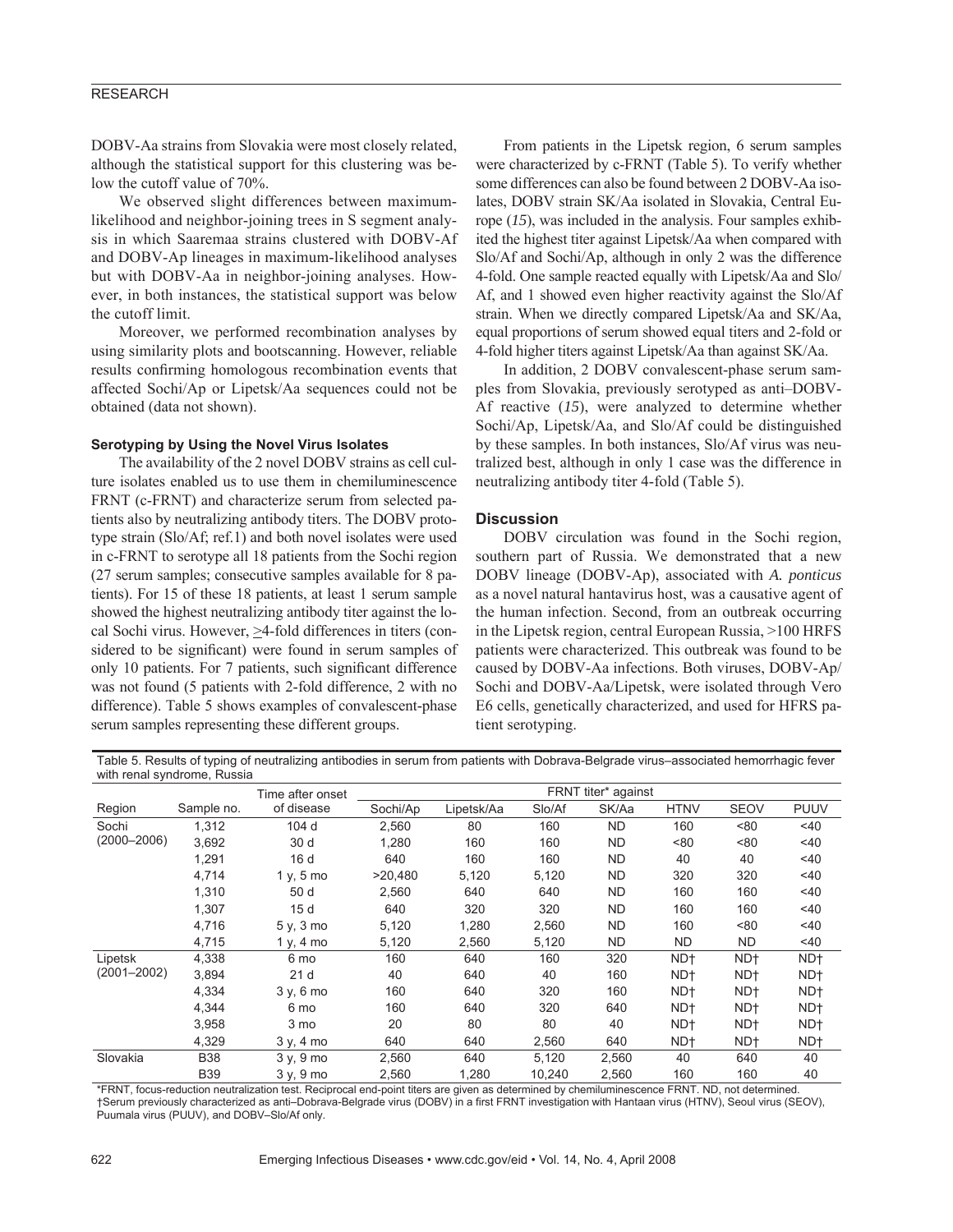DOBV-Aa strains from Slovakia were most closely related, although the statistical support for this clustering was below the cutoff value of 70%.

We observed slight differences between maximum-likelihood and neighbor-joining trees in S segment analysis in which Saaremaa strains clustered with DOBV-Af and DOBV-Ap lineages in maximum-likelihood analyses but with DOBV-Aa in neighbor-joining analyses. However, in both instances, the statistical support was below the cutoff limit.

Moreover, we performed recombination analyses by using similarity plots and bootscanning. However, reliable results confirming homologous recombination events that affected Sochi/Ap or Lipetsk/Aa sequences could not be obtained (data not shown).

### Serotyping by Using the Novel Virus Isolates

The availability of the 2 novel DOBV strains as cell culture isolates enabled us to use them in chemiluminescence FRNT (c-FRNT) and characterize serum from selected patients also by neutralizing antibody titers. The DOBV prototype strain (Slo/Af; ref.1) and both novel isolates were used in c-FRNT to serotype all 18 patients from the Sochi region (27 serum samples; consecutive samples available for 8 patients). For 15 of these 18 patients, at least 1 serum sample showed the highest neutralizing antibody titer against the local Sochi virus. However, ≥4-fold differences in titers (considered to be significant) were found in serum samples of only 10 patients. For 7 patients, such significant difference was not found (5 patients with 2-fold difference, 2 with no difference). Table 5 shows examples of convalescent-phase serum samples representing these different groups.

From patients in the Lipetsk region, 6 serum samples were characterized by c-FRNT (Table 5). To verify whether some differences can also be found between 2 DOBV-Aa isolates, DOBV strain SK/Aa isolated in Slovakia, Central Europe (*15*), was included in the analysis. Four samples exhibited the highest titer against Lipetsk/Aa when compared with Slo/Af and Sochi/Ap, although in only 2 was the difference 4-fold. One sample reacted equally with Lipetsk/Aa and Slo/Af, and 1 showed even higher reactivity against the Slo/Af strain. When we directly compared Lipetsk/Aa and SK/Aa, equal proportions of serum showed equal titers and 2-fold or 4-fold higher titers against Lipetsk/Aa than against SK/Aa.

In addition, 2 DOBV convalescent-phase serum samples from Slovakia, previously serotyped as anti–DOBV-Af reactive (*15*), were analyzed to determine whether Sochi/Ap, Lipetsk/Aa, and Slo/Af could be distinguished by these samples. In both instances, Slo/Af virus was neutralized best, although in only 1 case was the difference in neutralizing antibody titer 4-fold (Table 5).

## Discussion

DOBV circulation was found in the Sochi region, southern part of Russia. We demonstrated that a new DOBV lineage (DOBV-Ap), associated with *A. ponticus* as a novel natural hantavirus host, was a causative agent of the human infection. Second, from an outbreak occurring in the Lipetsk region, central European Russia, >100 HRFS patients were characterized. This outbreak was found to be caused by DOBV-Aa infections. Both viruses, DOBV-Ap/Sochi and DOBV-Aa/Lipetsk, were isolated through Vero E6 cells, genetically characterized, and used for HFRS patient serotyping.

Table 5. Results of typing of neutralizing antibodies in serum from patients with Dobrava-Belgrade virus–associated hemorrhagic fever with renal syndrome, Russia

| Region | Sample no. | Time after onset of disease | FRNT titer* against | | | | | | |
|---|---|---|---|---|---|---|---|---|---|
| | | | Sochi/Ap | Lipetsk/Aa | Slo/Af | SK/Aa | HTNV | SEOV | PUUV |
| Sochi (2000–2006) | 1,312 | 104 d | 2,560 | 80 | 160 | ND | 160 | <80 | <40 |
| | 3,692 | 30 d | 1,280 | 160 | 160 | ND | <80 | <80 | <40 |
| | 1,291 | 16 d | 640 | 160 | 160 | ND | 40 | 40 | <40 |
| | 4,714 | 1 y, 5 mo | >20,480 | 5,120 | 5,120 | ND | 320 | 320 | <40 |
| | 1,310 | 50 d | 2,560 | 640 | 640 | ND | 160 | 160 | <40 |
| | 1,307 | 15 d | 640 | 320 | 320 | ND | 160 | 160 | <40 |
| | 4,716 | 5 y, 3 mo | 5,120 | 1,280 | 2,560 | ND | 160 | <80 | <40 |
| | 4,715 | 1 y, 4 mo | 5,120 | 2,560 | 5,120 | ND | ND | ND | <40 |
| Lipetsk (2001–2002) | 4,338 | 6 mo | 160 | 640 | 160 | 320 | ND† | ND† | ND† |
| | 3,894 | 21 d | 40 | 640 | 40 | 160 | ND† | ND† | ND† |
| | 4,334 | 3 y, 6 mo | 160 | 640 | 320 | 160 | ND† | ND† | ND† |
| | 4,344 | 6 mo | 160 | 640 | 320 | 640 | ND† | ND† | ND† |
| | 3,958 | 3 mo | 20 | 80 | 80 | 40 | ND† | ND† | ND† |
| | 4,329 | 3 y, 4 mo | 640 | 640 | 2,560 | 640 | ND† | ND† | ND† |
| Slovakia | B38 | 3 y, 9 mo | 2,560 | 640 | 5,120 | 2,560 | 40 | 640 | 40 |
| | B39 | 3 y, 9 mo | 2,560 | 1,280 | 10,240 | 2,560 | 160 | 160 | 40 |

*FRNT, focus-reduction neutralization test. Reciprocal end-point titers are given as determined by chemiluminescence FRNT. ND, not determined.
†Serum previously characterized as anti–Dobrava-Belgrade virus (DOBV) in a first FRNT investigation with Hantaan virus (HTNV), Seoul virus (SEOV), Puumala virus (PUUV), and DOBV–Slo/Af only.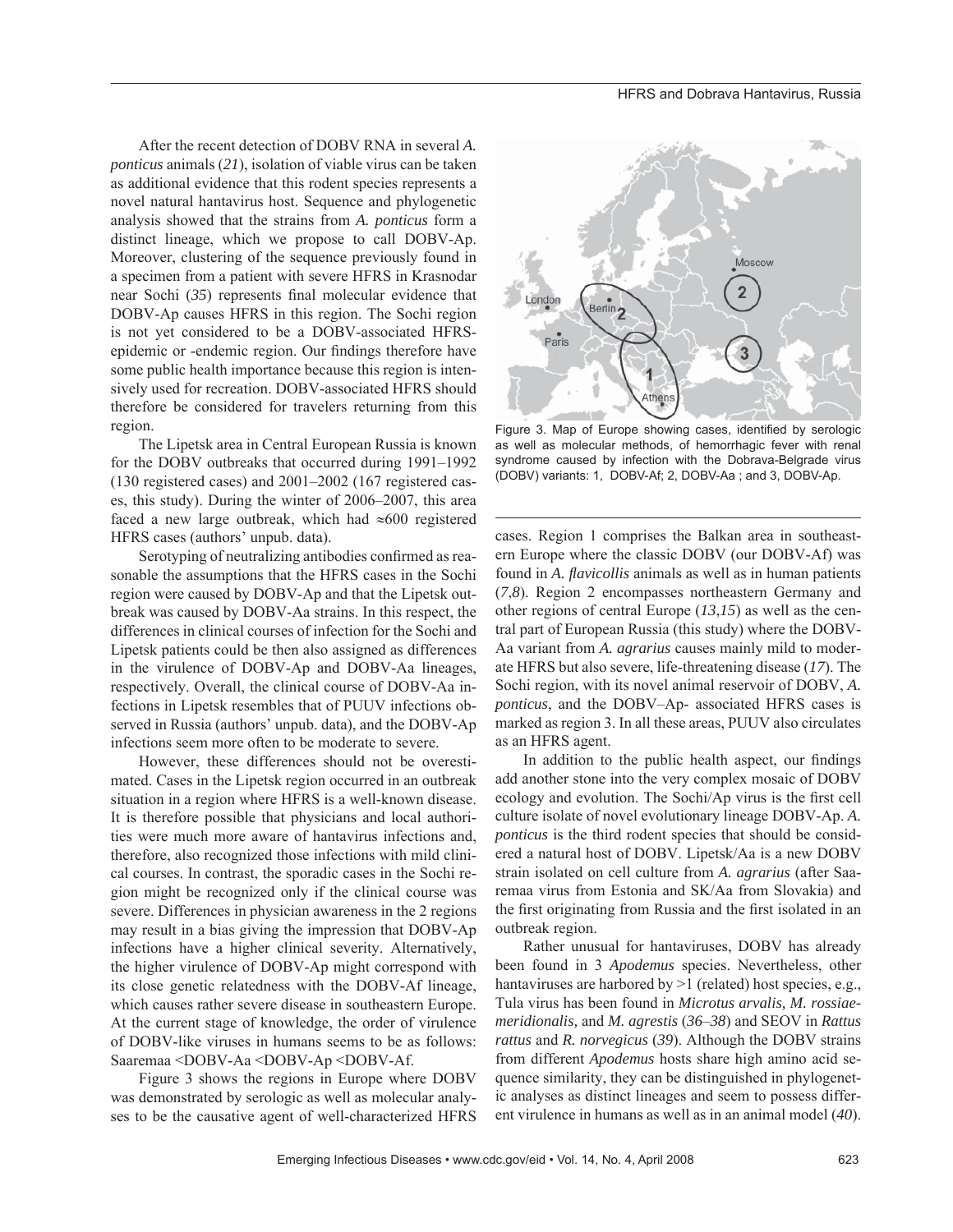After the recent detection of DOBV RNA in several *A. ponticus* animals (*21*), isolation of viable virus can be taken as additional evidence that this rodent species represents a novel natural hantavirus host. Sequence and phylogenetic analysis showed that the strains from *A. ponticus* form a distinct lineage, which we propose to call DOBV-Ap. Moreover, clustering of the sequence previously found in a specimen from a patient with severe HFRS in Krasnodar near Sochi (*35*) represents final molecular evidence that DOBV-Ap causes HFRS in this region. The Sochi region is not yet considered to be a DOBV-associated HFRS-epidemic or -endemic region. Our findings therefore have some public health importance because this region is intensively used for recreation. DOBV-associated HFRS should therefore be considered for travelers returning from this region.

The Lipetsk area in Central European Russia is known for the DOBV outbreaks that occurred during 1991–1992 (130 registered cases) and 2001–2002 (167 registered cases, this study). During the winter of 2006–2007, this area faced a new large outbreak, which had ≈600 registered HFRS cases (authors' unpub. data).

Serotyping of neutralizing antibodies confirmed as reasonable the assumptions that the HFRS cases in the Sochi region were caused by DOBV-Ap and that the Lipetsk outbreak was caused by DOBV-Aa strains. In this respect, the differences in clinical courses of infection for the Sochi and Lipetsk patients could be then also assigned as differences in the virulence of DOBV-Ap and DOBV-Aa lineages, respectively. Overall, the clinical course of DOBV-Aa infections in Lipetsk resembles that of PUUV infections observed in Russia (authors' unpub. data), and the DOBV-Ap infections seem more often to be moderate to severe.

However, these differences should not be overestimated. Cases in the Lipetsk region occurred in an outbreak situation in a region where HFRS is a well-known disease. It is therefore possible that physicians and local authorities were much more aware of hantavirus infections and, therefore, also recognized those infections with mild clinical courses. In contrast, the sporadic cases in the Sochi region might be recognized only if the clinical course was severe. Differences in physician awareness in the 2 regions may result in a bias giving the impression that DOBV-Ap infections have a higher clinical severity. Alternatively, the higher virulence of DOBV-Ap might correspond with its close genetic relatedness with the DOBV-Af lineage, which causes rather severe disease in southeastern Europe. At the current stage of knowledge, the order of virulence of DOBV-like viruses in humans seems to be as follows: Saaremaa <DOBV-Aa <DOBV-Ap <DOBV-Af.

Figure 3 shows the regions in Europe where DOBV was demonstrated by serologic as well as molecular analyses to be the causative agent of well-characterized HFRS cases. Region 1 comprises the Balkan area in southeastern Europe where the classic DOBV (our DOBV-Af) was found in *A. flavicollis* animals as well as in human patients (*7*,*8*). Region 2 encompasses northeastern Germany and other regions of central Europe (*13*,*15*) as well as the central part of European Russia (this study) where the DOBV-Aa variant from *A. agrarius* causes mainly mild to moderate HFRS but also severe, life-threatening disease (*17*). The Sochi region, with its novel animal reservoir of DOBV, *A. ponticus*, and the DOBV–Ap- associated HFRS cases is marked as region 3. In all these areas, PUUV also circulates as an HFRS agent.

Moscow
London
Berlin
2
2
Paris
3
1
Athens

Figure 3. Map of Europe showing cases, identified by serologic as well as molecular methods, of hemorrhagic fever with renal syndrome caused by infection with the Dobrava-Belgrade virus (DOBV) variants: 1, DOBV-Af; 2, DOBV-Aa ; and 3, DOBV-Ap.

In addition to the public health aspect, our findings add another stone into the very complex mosaic of DOBV ecology and evolution. The Sochi/Ap virus is the first cell culture isolate of novel evolutionary lineage DOBV-Ap. *A. ponticus* is the third rodent species that should be considered a natural host of DOBV. Lipetsk/Aa is a new DOBV strain isolated on cell culture from *A. agrarius* (after Saaremaa virus from Estonia and SK/Aa from Slovakia) and the first originating from Russia and the first isolated in an outbreak region.

Rather unusual for hantaviruses, DOBV has already been found in 3 *Apodemus* species. Nevertheless, other hantaviruses are harbored by >1 (related) host species, e.g., Tula virus has been found in *Microtus arvalis, M. rossiaemeridionalis,* and *M. agrestis* (*36*–*38*) and SEOV in *Rattus rattus* and *R. norvegicus* (*39*). Although the DOBV strains from different *Apodemus* hosts share high amino acid sequence similarity, they can be distinguished in phylogenetic analyses as distinct lineages and seem to possess different virulence in humans as well as in an animal model (*40*).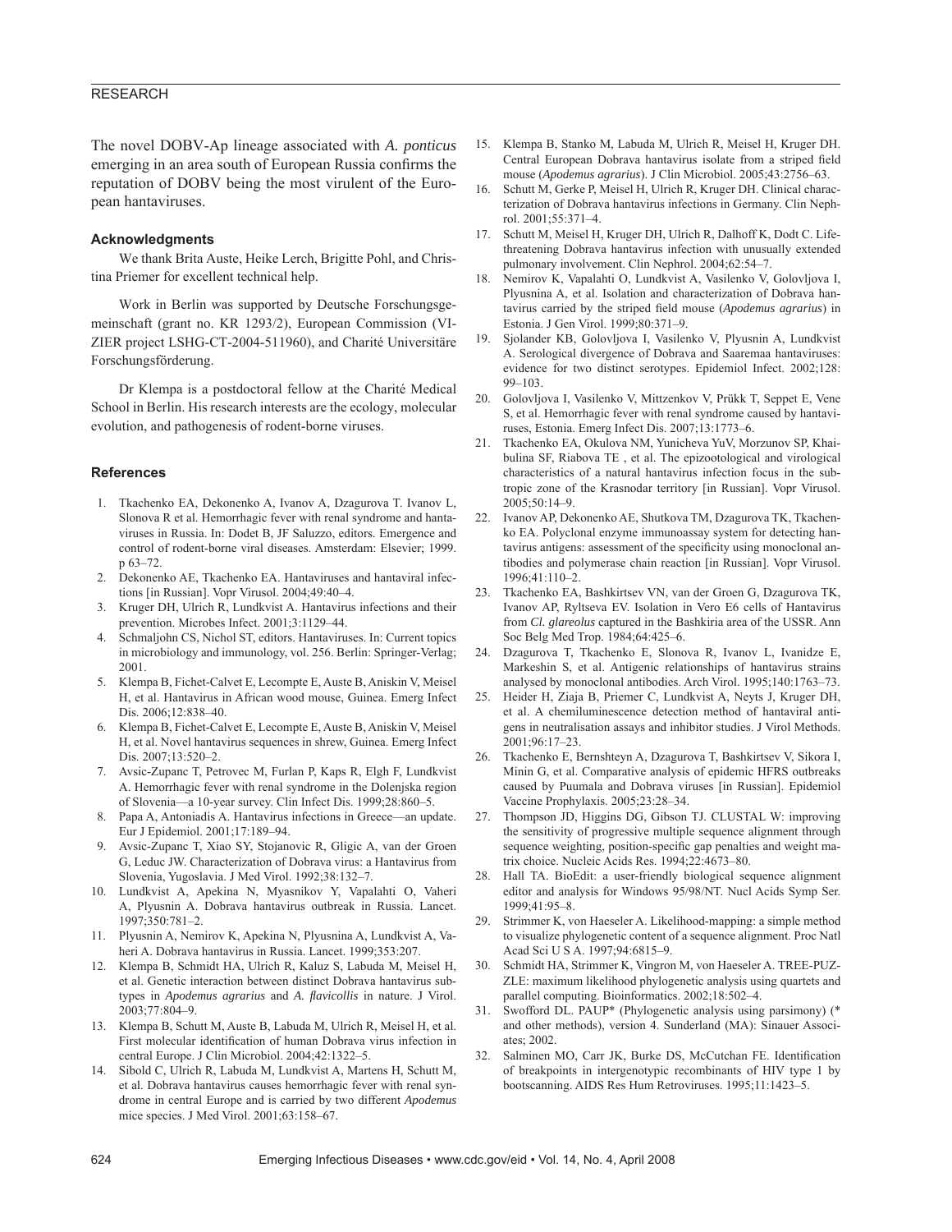The novel DOBV-Ap lineage associated with *A. ponticus* emerging in an area south of European Russia confirms the reputation of DOBV being the most virulent of the European hantaviruses.

### Acknowledgments

We thank Brita Auste, Heike Lerch, Brigitte Pohl, and Christina Priemer for excellent technical help.

Work in Berlin was supported by Deutsche Forschungsgemeinschaft (grant no. KR 1293/2), European Commission (VIZIER project LSHG-CT-2004-511960), and Charité Universitäre Forschungsförderung.

Dr Klempa is a postdoctoral fellow at the Charité Medical School in Berlin. His research interests are the ecology, molecular evolution, and pathogenesis of rodent-borne viruses.

### References

1. Tkachenko EA, Dekonenko A, Ivanov A, Dzagurova T. Ivanov L, Slonova R et al. Hemorrhagic fever with renal syndrome and hantaviruses in Russia. In: Dodet B, JF Saluzzo, editors. Emergence and control of rodent-borne viral diseases. Amsterdam: Elsevier; 1999. p 63–72.
2. Dekonenko AE, Tkachenko EA. Hantaviruses and hantaviral infections [in Russian]. Vopr Virusol. 2004;49:40–4.
3. Kruger DH, Ulrich R, Lundkvist A. Hantavirus infections and their prevention. Microbes Infect. 2001;3:1129–44.
4. Schmaljohn CS, Nichol ST, editors. Hantaviruses. In: Current topics in microbiology and immunology, vol. 256. Berlin: Springer-Verlag; 2001.
5. Klempa B, Fichet-Calvet E, Lecompte E, Auste B, Aniskin V, Meisel H, et al. Hantavirus in African wood mouse, Guinea. Emerg Infect Dis. 2006;12:838–40.
6. Klempa B, Fichet-Calvet E, Lecompte E, Auste B, Aniskin V, Meisel H, et al. Novel hantavirus sequences in shrew, Guinea. Emerg Infect Dis. 2007;13:520–2.
7. Avsic-Zupanc T, Petrovec M, Furlan P, Kaps R, Elgh F, Lundkvist A. Hemorrhagic fever with renal syndrome in the Dolenjska region of Slovenia—a 10-year survey. Clin Infect Dis. 1999;28:860–5.
8. Papa A, Antoniadis A. Hantavirus infections in Greece—an update. Eur J Epidemiol. 2001;17:189–94.
9. Avsic-Zupanc T, Xiao SY, Stojanovic R, Gligic A, van der Groen G, Leduc JW. Characterization of Dobrava virus: a Hantavirus from Slovenia, Yugoslavia. J Med Virol. 1992;38:132–7.
10. Lundkvist A, Apekina N, Myasnikov Y, Vapalahti O, Vaheri A, Plyusnin A. Dobrava hantavirus outbreak in Russia. Lancet. 1997;350:781–2.
11. Plyusnin A, Nemirov K, Apekina N, Plyusnina A, Lundkvist A, Vaheri A. Dobrava hantavirus in Russia. Lancet. 1999;353:207.
12. Klempa B, Schmidt HA, Ulrich R, Kaluz S, Labuda M, Meisel H, et al. Genetic interaction between distinct Dobrava hantavirus subtypes in *Apodemus agrarius* and *A. flavicollis* in nature. J Virol. 2003;77:804–9.
13. Klempa B, Schutt M, Auste B, Labuda M, Ulrich R, Meisel H, et al. First molecular identification of human Dobrava virus infection in central Europe. J Clin Microbiol. 2004;42:1322–5.
14. Sibold C, Ulrich R, Labuda M, Lundkvist A, Martens H, Schutt M, et al. Dobrava hantavirus causes hemorrhagic fever with renal syndrome in central Europe and is carried by two different *Apodemus* mice species. J Med Virol. 2001;63:158–67.
15. Klempa B, Stanko M, Labuda M, Ulrich R, Meisel H, Kruger DH. Central European Dobrava hantavirus isolate from a striped field mouse (*Apodemus agrarius*). J Clin Microbiol. 2005;43:2756–63.
16. Schutt M, Gerke P, Meisel H, Ulrich R, Kruger DH. Clinical characterization of Dobrava hantavirus infections in Germany. Clin Nephrol. 2001;55:371–4.
17. Schutt M, Meisel H, Kruger DH, Ulrich R, Dalhoff K, Dodt C. Life-threatening Dobrava hantavirus infection with unusually extended pulmonary involvement. Clin Nephrol. 2004;62:54–7.
18. Nemirov K, Vapalahti O, Lundkvist A, Vasilenko V, Golovljova I, Plyusnina A, et al. Isolation and characterization of Dobrava hantavirus carried by the striped field mouse (*Apodemus agrarius*) in Estonia. J Gen Virol. 1999;80:371–9.
19. Sjolander KB, Golovljova I, Vasilenko V, Plyusnin A, Lundkvist A. Serological divergence of Dobrava and Saaremaa hantaviruses: evidence for two distinct serotypes. Epidemiol Infect. 2002;128:99–103.
20. Golovljova I, Vasilenko V, Mittzenkov V, Prükk T, Seppet E, Vene S, et al. Hemorrhagic fever with renal syndrome caused by hantaviruses, Estonia. Emerg Infect Dis. 2007;13:1773–6.
21. Tkachenko EA, Okulova NM, Yunicheva YuV, Morzunov SP, Khaibulina SF, Riabova TE , et al. The epizootological and virological characteristics of a natural hantavirus infection focus in the subtropic zone of the Krasnodar territory [in Russian]. Vopr Virusol. 2005;50:14–9.
22. Ivanov AP, Dekonenko AE, Shutkova TM, Dzagurova TK, Tkachenko EA. Polyclonal enzyme immunoassay system for detecting hantavirus antigens: assessment of the specificity using monoclonal antibodies and polymerase chain reaction [in Russian]. Vopr Virusol. 1996;41:110–2.
23. Tkachenko EA, Bashkirtsev VN, van der Groen G, Dzagurova TK, Ivanov AP, Ryltseva EV. Isolation in Vero E6 cells of Hantavirus from *Cl. glareolus* captured in the Bashkiria area of the USSR. Ann Soc Belg Med Trop. 1984;64:425–6.
24. Dzagurova T, Tkachenko E, Slonova R, Ivanov L, Ivanidze E, Markeshin S, et al. Antigenic relationships of hantavirus strains analysed by monoclonal antibodies. Arch Virol. 1995;140:1763–73.
25. Heider H, Ziaja B, Priemer C, Lundkvist A, Neyts J, Kruger DH, et al. A chemiluminescence detection method of hantaviral antigens in neutralisation assays and inhibitor studies. J Virol Methods. 2001;96:17–23.
26. Tkachenko E, Bernshteyn A, Dzagurova T, Bashkirtsev V, Sikora I, Minin G, et al. Comparative analysis of epidemic HFRS outbreaks caused by Puumala and Dobrava viruses [in Russian]. Epidemiol Vaccine Prophylaxis. 2005;23:28–34.
27. Thompson JD, Higgins DG, Gibson TJ. CLUSTAL W: improving the sensitivity of progressive multiple sequence alignment through sequence weighting, position-specific gap penalties and weight matrix choice. Nucleic Acids Res. 1994;22:4673–80.
28. Hall TA. BioEdit: a user-friendly biological sequence alignment editor and analysis for Windows 95/98/NT. Nucl Acids Symp Ser. 1999;41:95–8.
29. Strimmer K, von Haeseler A. Likelihood-mapping: a simple method to visualize phylogenetic content of a sequence alignment. Proc Natl Acad Sci U S A. 1997;94:6815–9.
30. Schmidt HA, Strimmer K, Vingron M, von Haeseler A. TREE-PUZZLE: maximum likelihood phylogenetic analysis using quartets and parallel computing. Bioinformatics. 2002;18:502–4.
31. Swofford DL. PAUP* (Phylogenetic analysis using parsimony) (* and other methods), version 4. Sunderland (MA): Sinauer Associates; 2002.
32. Salminen MO, Carr JK, Burke DS, McCutchan FE. Identification of breakpoints in intergenotypic recombinants of HIV type 1 by bootscanning. AIDS Res Hum Retroviruses. 1995;11:1423–5.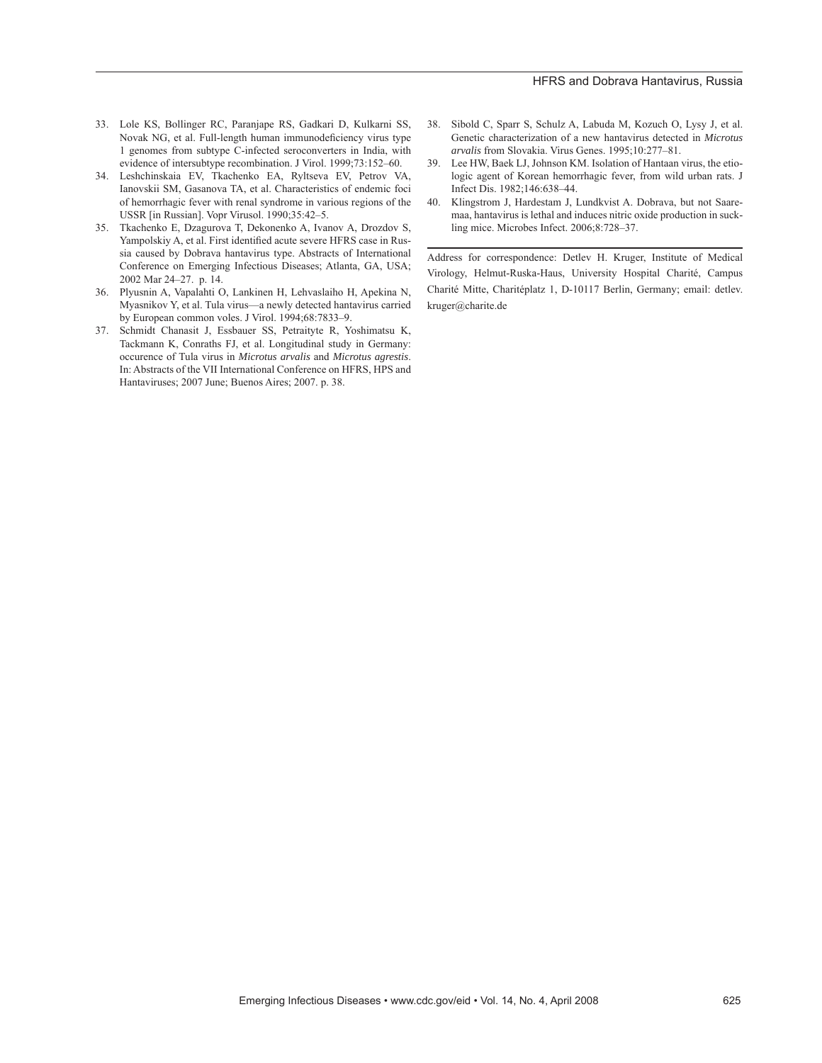33. Lole KS, Bollinger RC, Paranjape RS, Gadkari D, Kulkarni SS, Novak NG, et al. Full-length human immunodeficiency virus type 1 genomes from subtype C-infected seroconverters in India, with evidence of intersubtype recombination. J Virol. 1999;73:152–60.
34. Leshchinskaia EV, Tkachenko EA, Ryltseva EV, Petrov VA, Ianovskii SM, Gasanova TA, et al. Characteristics of endemic foci of hemorrhagic fever with renal syndrome in various regions of the USSR [in Russian]. Vopr Virusol. 1990;35:42–5.
35. Tkachenko E, Dzagurova T, Dekonenko A, Ivanov A, Drozdov S, Yampolskiy A, et al. First identified acute severe HFRS case in Russia caused by Dobrava hantavirus type. Abstracts of International Conference on Emerging Infectious Diseases; Atlanta, GA, USA; 2002 Mar 24–27. p. 14.
36. Plyusnin A, Vapalahti O, Lankinen H, Lehvaslaiho H, Apekina N, Myasnikov Y, et al. Tula virus—a newly detected hantavirus carried by European common voles. J Virol. 1994;68:7833–9.
37. Schmidt Chanasit J, Essbauer SS, Petraityte R, Yoshimatsu K, Tackmann K, Conraths FJ, et al. Longitudinal study in Germany: occurence of Tula virus in *Microtus arvalis* and *Microtus agrestis*. In: Abstracts of the VII International Conference on HFRS, HPS and Hantaviruses; 2007 June; Buenos Aires; 2007. p. 38.
38. Sibold C, Sparr S, Schulz A, Labuda M, Kozuch O, Lysy J, et al. Genetic characterization of a new hantavirus detected in *Microtus arvalis* from Slovakia. Virus Genes. 1995;10:277–81.
39. Lee HW, Baek LJ, Johnson KM. Isolation of Hantaan virus, the etiologic agent of Korean hemorrhagic fever, from wild urban rats. J Infect Dis. 1982;146:638–44.
40. Klingstrom J, Hardestam J, Lundkvist A. Dobrava, but not Saaremaa, hantavirus is lethal and induces nitric oxide production in suckling mice. Microbes Infect. 2006;8:728–37.

Address for correspondence: Detlev H. Kruger, Institute of Medical Virology, Helmut-Ruska-Haus, University Hospital Charité, Campus Charité Mitte, Chariteplatz 1, D-10117 Berlin, Germany; email: detlev.kruger@charite.de